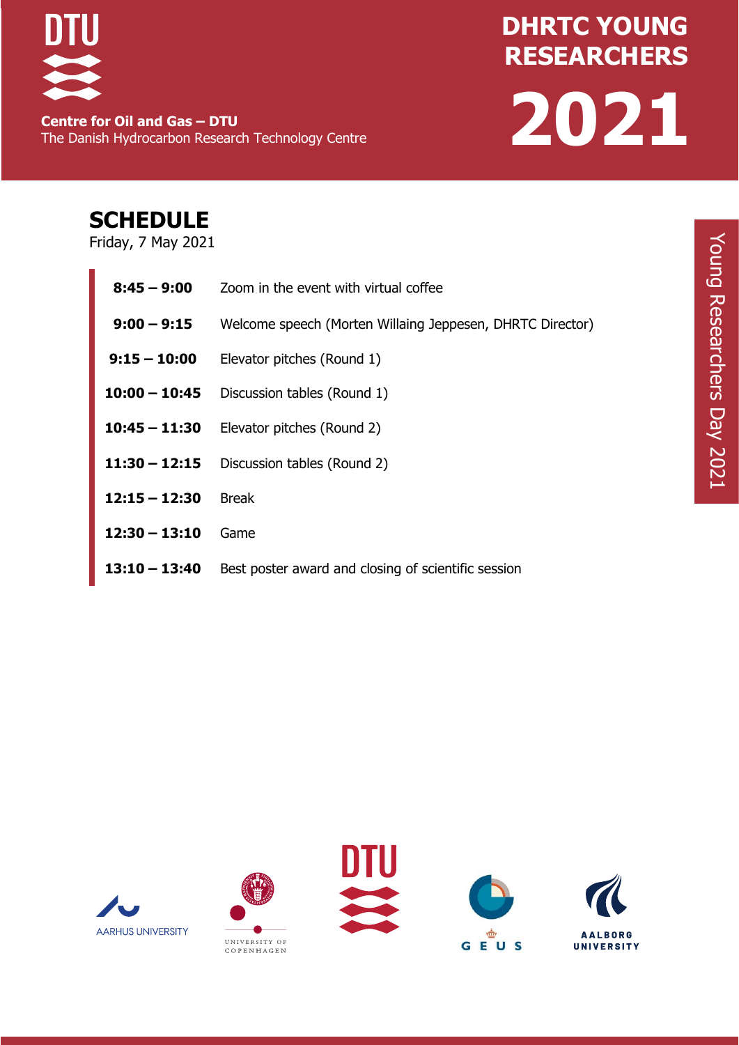**Centre for Oil and Gas – DTU**
The Danish Hydrocarbon Research Technology Centre

# DHRTC YOUNG RESEARCHERS 2021

Young Researchers Day 2021

## SCHEDULE

Friday, 7 May 2021

| | |
|---|---|
| **8:45 – 9:00** | Zoom in the event with virtual coffee |
| **9:00 – 9:15** | Welcome speech (Morten Willaing Jeppesen, DHRTC Director) |
| **9:15 – 10:00** | Elevator pitches (Round 1) |
| **10:00 – 10:45** | Discussion tables (Round 1) |
| **10:45 – 11:30** | Elevator pitches (Round 2) |
| **11:30 – 12:15** | Discussion tables (Round 2) |
| **12:15 – 12:30** | Break |
| **12:30 – 13:10** | Game |
| **13:10 – 13:40** | Best poster award and closing of scientific session |

AARHUS UNIVERSITY · UNIVERSITY OF COPENHAGEN · DTU · GEUS · AALBORG UNIVERSITY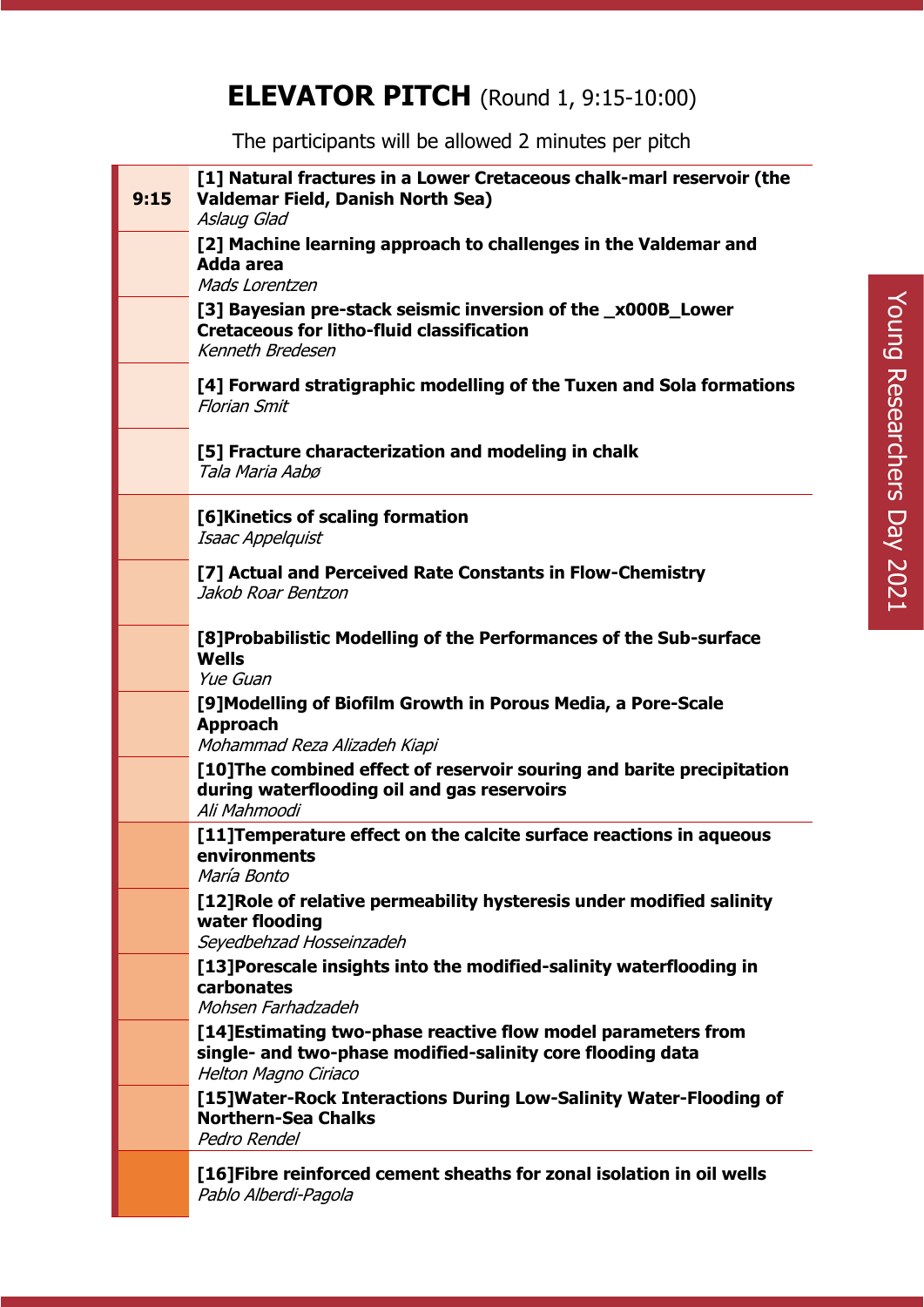# ELEVATOR PITCH (Round 1, 9:15-10:00)

The participants will be allowed 2 minutes per pitch

| Time | Pitch |
|---|---|
| 9:15 | **[1] Natural fractures in a Lower Cretaceous chalk-marl reservoir (the Valdemar Field, Danish North Sea)**<br>*Aslaug Glad* |
| | **[2] Machine learning approach to challenges in the Valdemar and Adda area**<br>*Mads Lorentzen* |
| | **[3] Bayesian pre-stack seismic inversion of the _x000B_Lower Cretaceous for litho-fluid classification**<br>*Kenneth Bredesen* |
| | **[4] Forward stratigraphic modelling of the Tuxen and Sola formations**<br>*Florian Smit* |
| | **[5] Fracture characterization and modeling in chalk**<br>*Tala Maria Aabø* |
| | **[6]Kinetics of scaling formation**<br>*Isaac Appelquist* |
| | **[7] Actual and Perceived Rate Constants in Flow-Chemistry**<br>*Jakob Roar Bentzon* |
| | **[8]Probabilistic Modelling of the Performances of the Sub-surface Wells**<br>*Yue Guan* |
| | **[9]Modelling of Biofilm Growth in Porous Media, a Pore-Scale Approach**<br>*Mohammad Reza Alizadeh Kiapi* |
| | **[10]The combined effect of reservoir souring and barite precipitation during waterflooding oil and gas reservoirs**<br>*Ali Mahmoodi* |
| | **[11]Temperature effect on the calcite surface reactions in aqueous environments**<br>*María Bonto* |
| | **[12]Role of relative permeability hysteresis under modified salinity water flooding**<br>*Seyedbehzad Hosseinzadeh* |
| | **[13]Porescale insights into the modified-salinity waterflooding in carbonates**<br>*Mohsen Farhadzadeh* |
| | **[14]Estimating two-phase reactive flow model parameters from single- and two-phase modified-salinity core flooding data**<br>*Helton Magno Ciriaco* |
| | **[15]Water-Rock Interactions During Low-Salinity Water-Flooding of Northern-Sea Chalks**<br>*Pedro Rendel* |
| | **[16]Fibre reinforced cement sheaths for zonal isolation in oil wells**<br>*Pablo Alberdi-Pagola* |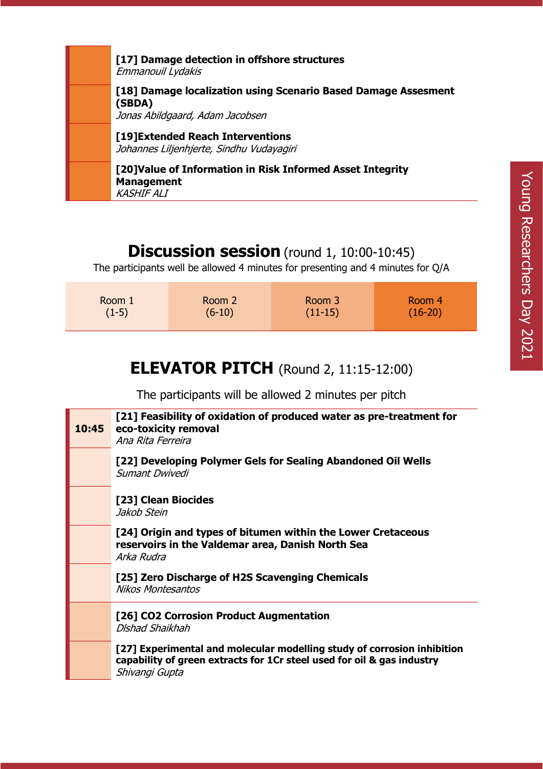**[17] Damage detection in offshore structures**
*Emmanouil Lydakis*

**[18] Damage localization using Scenario Based Damage Assesment (SBDA)**
*Jonas Abildgaard, Adam Jacobsen*

**[19]Extended Reach Interventions**
*Johannes Liljenhjerte, Sindhu Vudayagiri*

**[20]Value of Information in Risk Informed Asset Integrity Management**
*KASHIF ALI*

## Discussion session (round 1, 10:00-10:45)

The participants well be allowed 4 minutes for presenting and 4 minutes for Q/A

| Room 1 (1-5) | Room 2 (6-10) | Room 3 (11-15) | Room 4 (16-20) |
|---|---|---|---|

## ELEVATOR PITCH (Round 2, 11:15-12:00)

The participants will be allowed 2 minutes per pitch

**10:45**

**[21] Feasibility of oxidation of produced water as pre-treatment for eco-toxicity removal**
*Ana Rita Ferreira*

**[22] Developing Polymer Gels for Sealing Abandoned Oil Wells**
*Sumant Dwivedi*

**[23] Clean Biocides**
*Jakob Stein*

**[24] Origin and types of bitumen within the Lower Cretaceous reservoirs in the Valdemar area, Danish North Sea**
*Arka Rudra*

**[25] Zero Discharge of H2S Scavenging Chemicals**
*Nikos Montesantos*

**[26] CO2 Corrosion Product Augmentation**
*Dlshad Shaikhah*

**[27] Experimental and molecular modelling study of corrosion inhibition capability of green extracts for 1Cr steel used for oil & gas industry**
*Shivangi Gupta*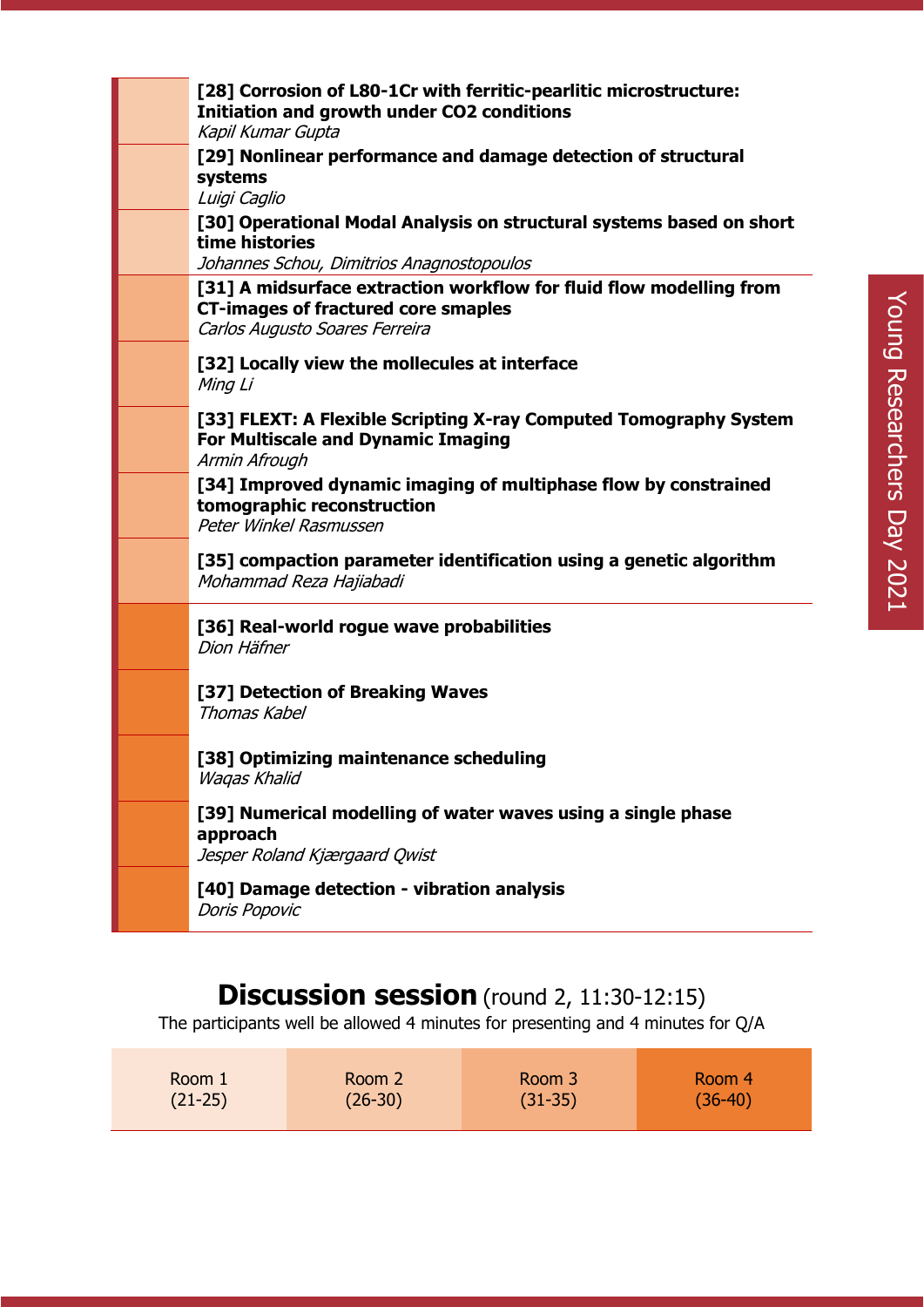**[28] Corrosion of L80-1Cr with ferritic-pearlitic microstructure: Initiation and growth under CO2 conditions**
*Kapil Kumar Gupta*

**[29] Nonlinear performance and damage detection of structural systems**
*Luigi Caglio*

**[30] Operational Modal Analysis on structural systems based on short time histories**
*Johannes Schou, Dimitrios Anagnostopoulos*

**[31] A midsurface extraction workflow for fluid flow modelling from CT-images of fractured core smaples**
*Carlos Augusto Soares Ferreira*

**[32] Locally view the mollecules at interface**
*Ming Li*

**[33] FLEXT: A Flexible Scripting X-ray Computed Tomography System For Multiscale and Dynamic Imaging**
*Armin Afrough*

**[34] Improved dynamic imaging of multiphase flow by constrained tomographic reconstruction**
*Peter Winkel Rasmussen*

**[35] compaction parameter identification using a genetic algorithm**
*Mohammad Reza Hajiabadi*

**[36] Real-world rogue wave probabilities**
*Dion Häfner*

**[37] Detection of Breaking Waves**
*Thomas Kabel*

**[38] Optimizing maintenance scheduling**
*Waqas Khalid*

**[39] Numerical modelling of water waves using a single phase approach**
*Jesper Roland Kjærgaard Qwist*

**[40] Damage detection - vibration analysis**
*Doris Popovic*

## Discussion session (round 2, 11:30-12:15)

The participants well be allowed 4 minutes for presenting and 4 minutes for Q/A

| Room 1 | Room 2 | Room 3 | Room 4 |
| --- | --- | --- | --- |
| (21-25) | (26-30) | (31-35) | (36-40) |